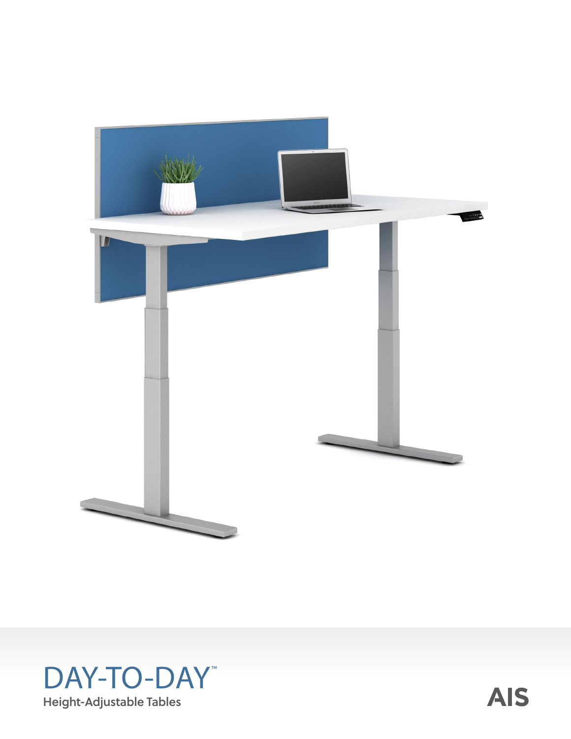# DAY-TO-DAY™

**Height-Adjustable Tables**

AIS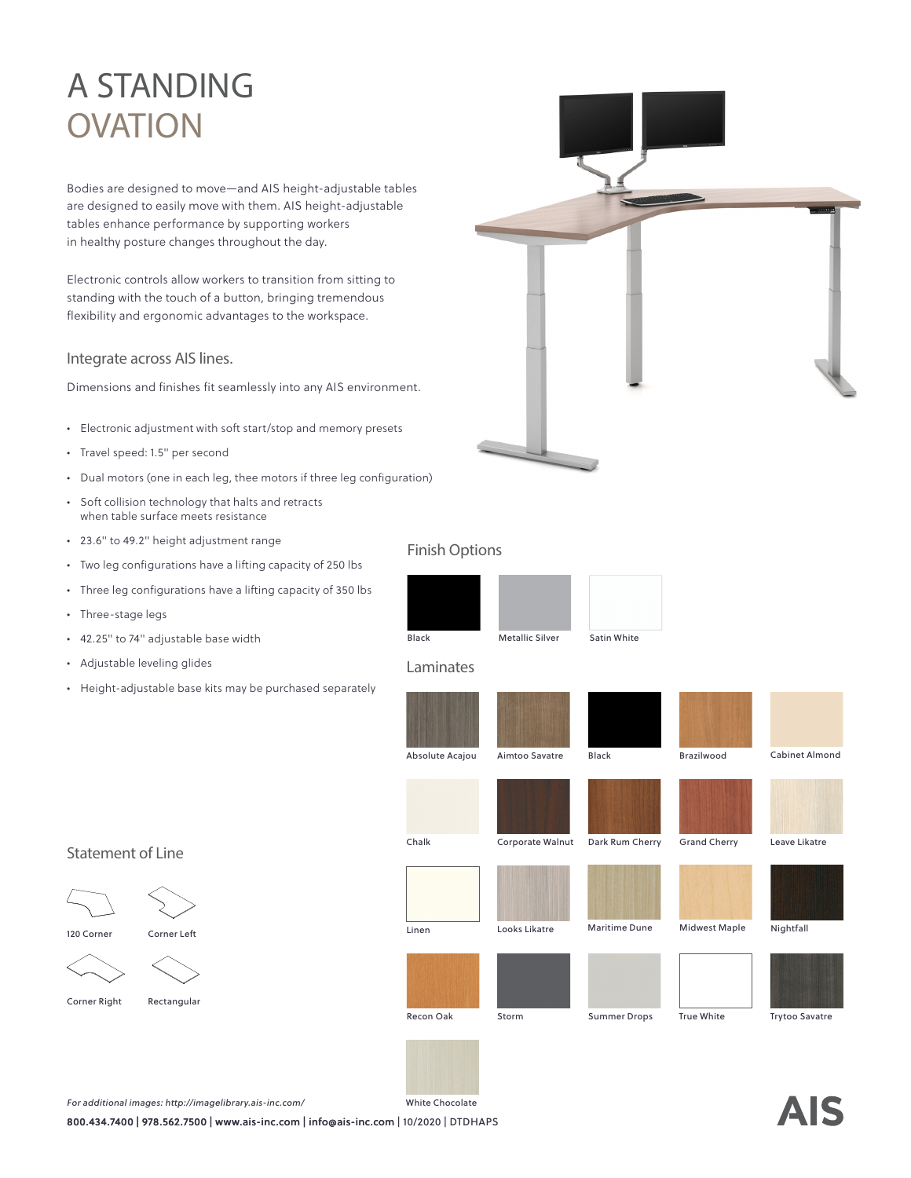# A STANDING OVATION

Bodies are designed to move—and AIS height-adjustable tables are designed to easily move with them. AIS height-adjustable tables enhance performance by supporting workers in healthy posture changes throughout the day.

Electronic controls allow workers to transition from sitting to standing with the touch of a button, bringing tremendous flexibility and ergonomic advantages to the workspace.

## Integrate across AIS lines.

Dimensions and finishes fit seamlessly into any AIS environment.

- Electronic adjustment with soft start/stop and memory presets
- Travel speed: 1.5" per second
- Dual motors (one in each leg, thee motors if three leg configuration)
- Soft collision technology that halts and retracts when table surface meets resistance
- 23.6" to 49.2" height adjustment range
- Two leg configurations have a lifting capacity of 250 lbs
- Three leg configurations have a lifting capacity of 350 lbs
- Three-stage legs
- 42.25" to 74" adjustable base width
- Adjustable leveling glides
- Height-adjustable base kits may be purchased separately

## Statement of Line

120 Corner

Corner Left

Corner Right

Rectangular

## Finish Options

Black

Metallic Silver

Satin White

## Laminates

Absolute Acajou

Aimtoo Savatre

Black

Brazilwood

Cabinet Almond

Chalk

Corporate Walnut

Dark Rum Cherry

Grand Cherry

Leave Likatre

Linen

Looks Likatre

Maritime Dune

Midwest Maple

Nightfall

Recon Oak

Storm

Summer Drops

True White

Trytoo Savatre

White Chocolate

*For additional images: http://imagelibrary.ais-inc.com/*

**800.434.7400 | 978.562.7500 | www.ais-inc.com | info@ais-inc.com** | 10/2020 | DTDHAPS

AIS